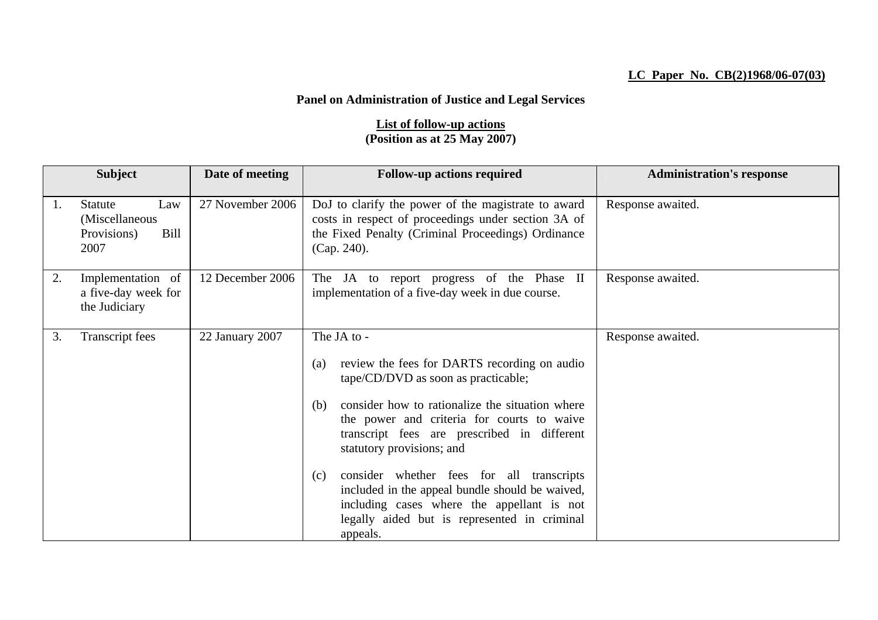**LC Paper No. CB(2)1968/06-07(03)**

**Panel on Administration of Justice and Legal Services**

**List of follow-up actions**
**(Position as at 25 May 2007)**

| Subject | Date of meeting | Follow-up actions required | Administration's response |
|---|---|---|---|
| 1. Statute Law (Miscellaneous Provisions) Bill 2007 | 27 November 2006 | DoJ to clarify the power of the magistrate to award costs in respect of proceedings under section 3A of the Fixed Penalty (Criminal Proceedings) Ordinance (Cap. 240). | Response awaited. |
| 2. Implementation of a five-day week for the Judiciary | 12 December 2006 | The JA to report progress of the Phase II implementation of a five-day week in due course. | Response awaited. |
| 3. Transcript fees | 22 January 2007 | The JA to - <br><br> (a) review the fees for DARTS recording on audio tape/CD/DVD as soon as practicable; <br><br> (b) consider how to rationalize the situation where the power and criteria for courts to waive transcript fees are prescribed in different statutory provisions; and <br><br> (c) consider whether fees for all transcripts included in the appeal bundle should be waived, including cases where the appellant is not legally aided but is represented in criminal appeals. | Response awaited. |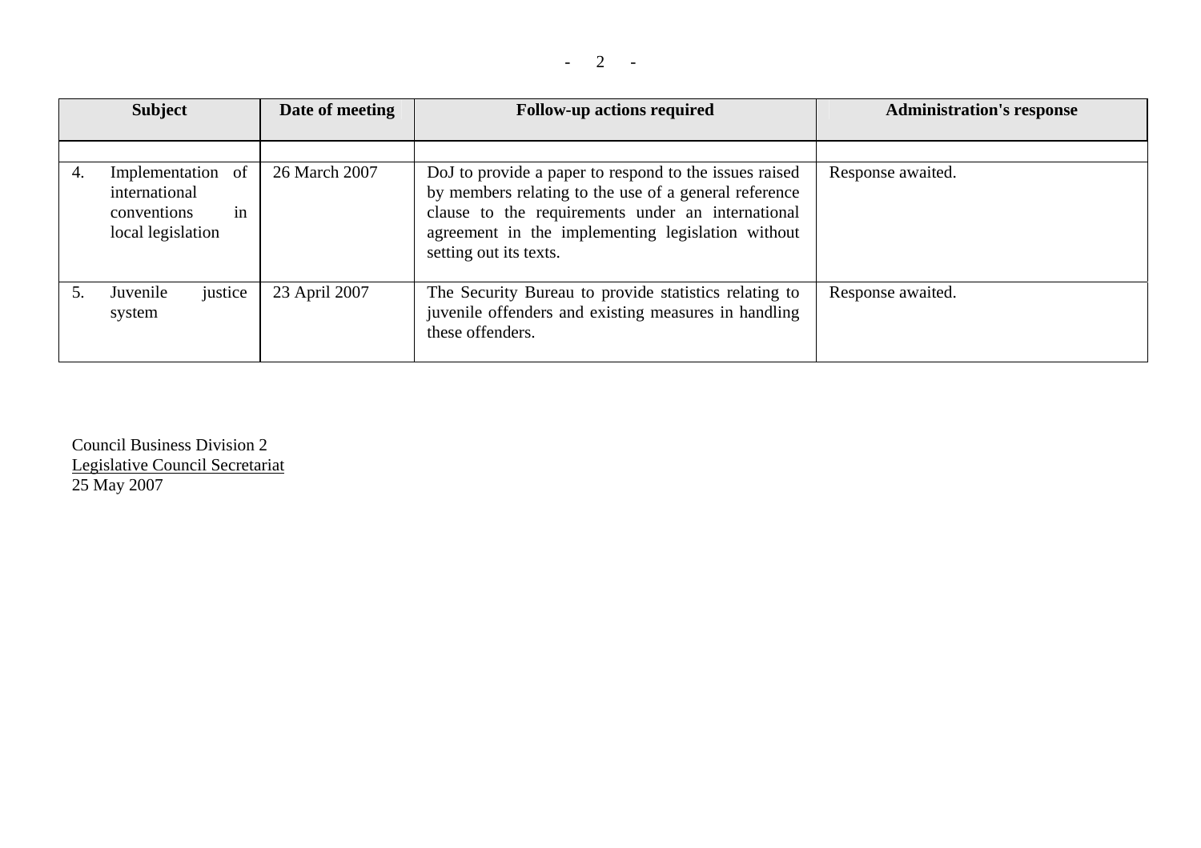| Subject | Date of meeting | Follow-up actions required | Administration's response |
|---|---|---|---|
| | | | |
| 4. Implementation of international conventions in local legislation | 26 March 2007 | DoJ to provide a paper to respond to the issues raised by members relating to the use of a general reference clause to the requirements under an international agreement in the implementing legislation without setting out its texts. | Response awaited. |
| 5. Juvenile justice system | 23 April 2007 | The Security Bureau to provide statistics relating to juvenile offenders and existing measures in handling these offenders. | Response awaited. |

Council Business Division 2
Legislative Council Secretariat
25 May 2007